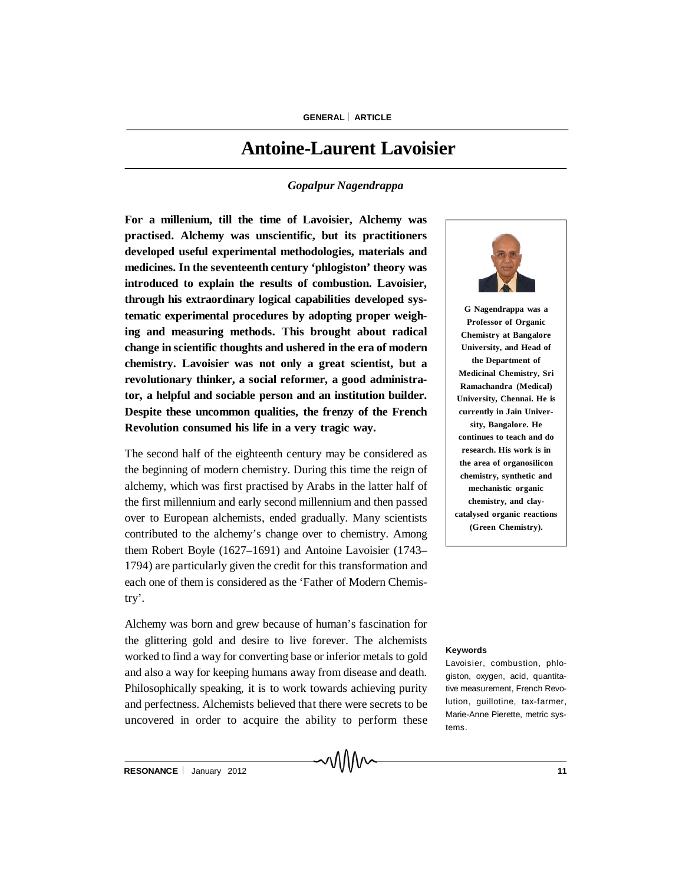# Antoine-Laurent Lavoisier

*Gopalpur Nagendrappa*

**For a millenium, till the time of Lavoisier, Alchemy was practised. Alchemy was unscientific, but its practitioners developed useful experimental methodologies, materials and medicines. In the seventeenth century 'phlogiston' theory was introduced to explain the results of combustion. Lavoisier, through his extraordinary logical capabilities developed systematic experimental procedures by adopting proper weighing and measuring methods. This brought about radical change in scientific thoughts and ushered in the era of modern chemistry. Lavoisier was not only a great scientist, but a revolutionary thinker, a social reformer, a good administrator, a helpful and sociable person and an institution builder. Despite these uncommon qualities, the frenzy of the French Revolution consumed his life in a very tragic way.**

**G Nagendrappa was a Professor of Organic Chemistry at Bangalore University, and Head of the Department of Medicinal Chemistry, Sri Ramachandra (Medical) University, Chennai. He is currently in Jain University, Bangalore. He continues to teach and do research. His work is in the area of organosilicon chemistry, synthetic and mechanistic organic chemistry, and clay-catalysed organic reactions (Green Chemistry).**

The second half of the eighteenth century may be considered as the beginning of modern chemistry. During this time the reign of alchemy, which was first practised by Arabs in the latter half of the first millennium and early second millennium and then passed over to European alchemists, ended gradually. Many scientists contributed to the alchemy's change over to chemistry. Among them Robert Boyle (1627–1691) and Antoine Lavoisier (1743–1794) are particularly given the credit for this transformation and each one of them is considered as the 'Father of Modern Chemistry'.

Alchemy was born and grew because of human's fascination for the glittering gold and desire to live forever. The alchemists worked to find a way for converting base or inferior metals to gold and also a way for keeping humans away from disease and death. Philosophically speaking, it is to work towards achieving purity and perfectness. Alchemists believed that there were secrets to be uncovered in order to acquire the ability to perform these

**Keywords**

Lavoisier, combustion, phlogiston, oxygen, acid, quantitative measurement, French Revolution, guillotine, tax-farmer, Marie-Anne Pierette, metric systems.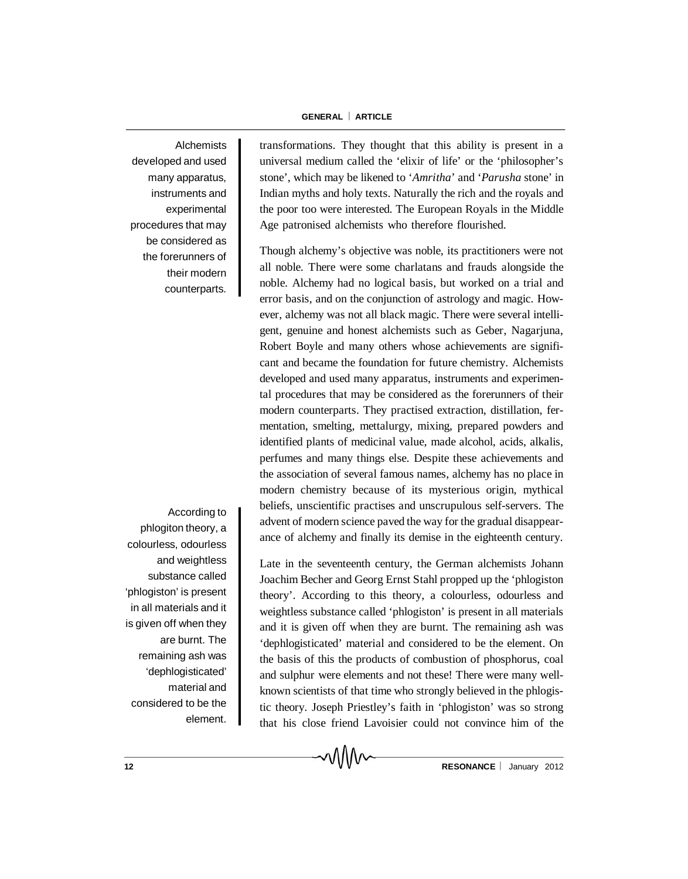transformations. They thought that this ability is present in a universal medium called the 'elixir of life' or the 'philosopher's stone', which may be likened to '*Amritha*' and '*Parusha* stone' in Indian myths and holy texts. Naturally the rich and the royals and the poor too were interested. The European Royals in the Middle Age patronised alchemists who therefore flourished.

Alchemists developed and used many apparatus, instruments and experimental procedures that may be considered as the forerunners of their modern counterparts.

Though alchemy's objective was noble, its practitioners were not all noble. There were some charlatans and frauds alongside the noble. Alchemy had no logical basis, but worked on a trial and error basis, and on the conjunction of astrology and magic. However, alchemy was not all black magic. There were several intelligent, genuine and honest alchemists such as Geber, Nagarjuna, Robert Boyle and many others whose achievements are significant and became the foundation for future chemistry. Alchemists developed and used many apparatus, instruments and experimental procedures that may be considered as the forerunners of their modern counterparts. They practised extraction, distillation, fermentation, smelting, mettalurgy, mixing, prepared powders and identified plants of medicinal value, made alcohol, acids, alkalis, perfumes and many things else. Despite these achievements and the association of several famous names, alchemy has no place in modern chemistry because of its mysterious origin, mythical beliefs, unscientific practises and unscrupulous self-servers. The advent of modern science paved the way for the gradual disappearance of alchemy and finally its demise in the eighteenth century.

According to phlogiton theory, a colourless, odourless and weightless substance called 'phlogiston' is present in all materials and it is given off when they are burnt. The remaining ash was 'dephlogisticated' material and considered to be the element.

Late in the seventeenth century, the German alchemists Johann Joachim Becher and Georg Ernst Stahl propped up the 'phlogiston theory'. According to this theory, a colourless, odourless and weightless substance called 'phlogiston' is present in all materials and it is given off when they are burnt. The remaining ash was 'dephlogisticated' material and considered to be the element. On the basis of this the products of combustion of phosphorus, coal and sulphur were elements and not these! There were many well-known scientists of that time who strongly believed in the phlogistic theory. Joseph Priestley's faith in 'phlogiston' was so strong that his close friend Lavoisier could not convince him of the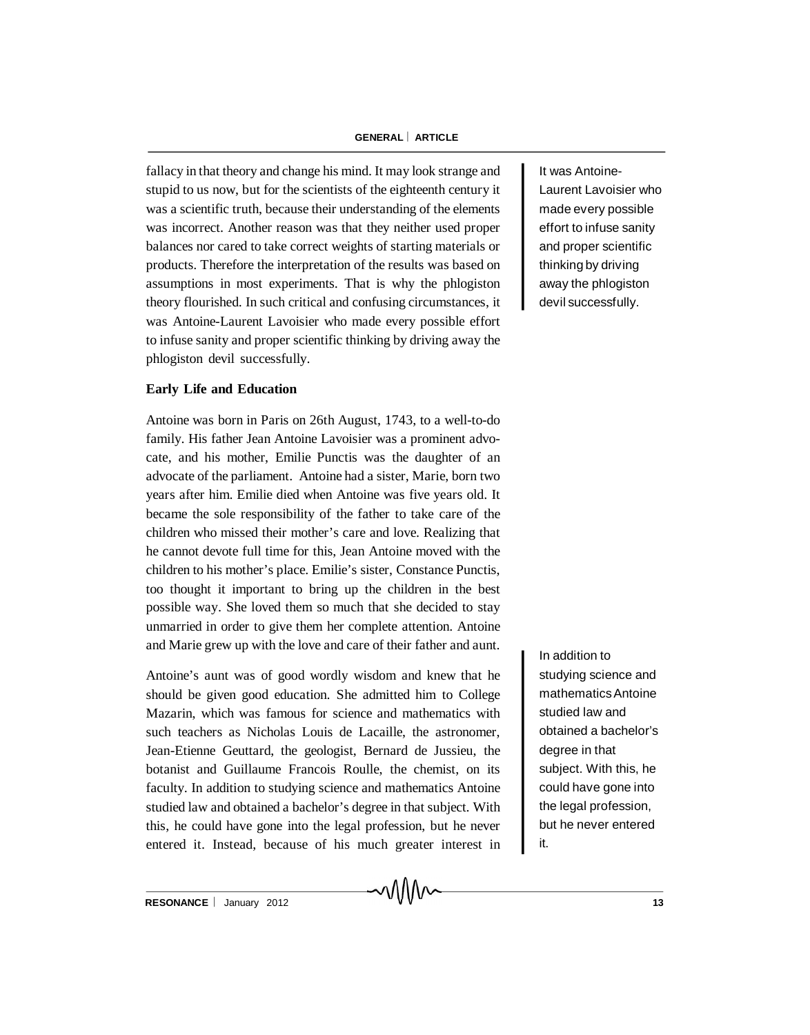fallacy in that theory and change his mind. It may look strange and stupid to us now, but for the scientists of the eighteenth century it was a scientific truth, because their understanding of the elements was incorrect. Another reason was that they neither used proper balances nor cared to take correct weights of starting materials or products. Therefore the interpretation of the results was based on assumptions in most experiments. That is why the phlogiston theory flourished. In such critical and confusing circumstances, it was Antoine-Laurent Lavoisier who made every possible effort to infuse sanity and proper scientific thinking by driving away the phlogiston devil successfully.

It was Antoine-Laurent Lavoisier who made every possible effort to infuse sanity and proper scientific thinking by driving away the phlogiston devil successfully.

**Early Life and Education**

Antoine was born in Paris on 26th August, 1743, to a well-to-do family. His father Jean Antoine Lavoisier was a prominent advocate, and his mother, Emilie Punctis was the daughter of an advocate of the parliament. Antoine had a sister, Marie, born two years after him. Emilie died when Antoine was five years old. It became the sole responsibility of the father to take care of the children who missed their mother's care and love. Realizing that he cannot devote full time for this, Jean Antoine moved with the children to his mother's place. Emilie's sister, Constance Punctis, too thought it important to bring up the children in the best possible way. She loved them so much that she decided to stay unmarried in order to give them her complete attention. Antoine and Marie grew up with the love and care of their father and aunt.

Antoine's aunt was of good wordly wisdom and knew that he should be given good education. She admitted him to College Mazarin, which was famous for science and mathematics with such teachers as Nicholas Louis de Lacaille, the astronomer, Jean-Etienne Geuttard, the geologist, Bernard de Jussieu, the botanist and Guillaume Francois Roulle, the chemist, on its faculty. In addition to studying science and mathematics Antoine studied law and obtained a bachelor's degree in that subject. With this, he could have gone into the legal profession, but he never entered it. Instead, because of his much greater interest in

In addition to studying science and mathematics Antoine studied law and obtained a bachelor's degree in that subject. With this, he could have gone into the legal profession, but he never entered it.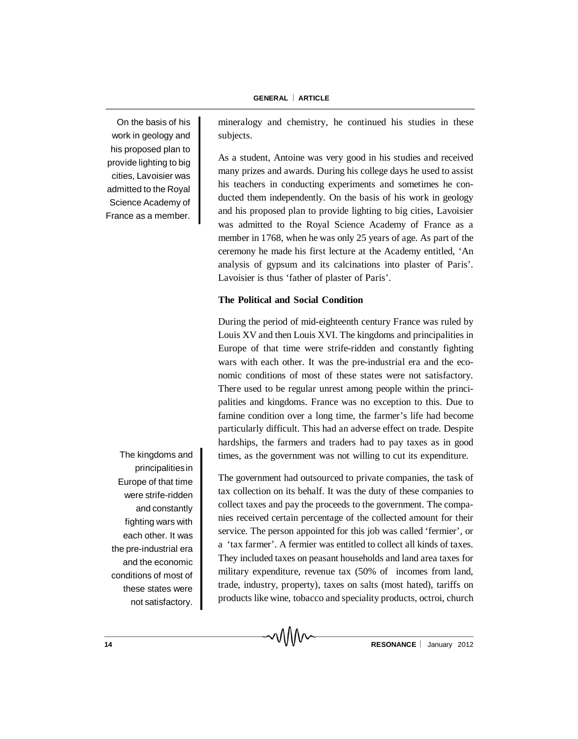> On the basis of his work in geology and his proposed plan to provide lighting to big cities, Lavoisier was admitted to the Royal Science Academy of France as a member.

mineralogy and chemistry, he continued his studies in these subjects.

As a student, Antoine was very good in his studies and received many prizes and awards. During his college days he used to assist his teachers in conducting experiments and sometimes he conducted them independently. On the basis of his work in geology and his proposed plan to provide lighting to big cities, Lavoisier was admitted to the Royal Science Academy of France as a member in 1768, when he was only 25 years of age. As part of the ceremony he made his first lecture at the Academy entitled, 'An analysis of gypsum and its calcinations into plaster of Paris'. Lavoisier is thus 'father of plaster of Paris'.

### The Political and Social Condition

During the period of mid-eighteenth century France was ruled by Louis XV and then Louis XVI. The kingdoms and principalities in Europe of that time were strife-ridden and constantly fighting wars with each other. It was the pre-industrial era and the economic conditions of most of these states were not satisfactory. There used to be regular unrest among people within the principalities and kingdoms. France was no exception to this. Due to famine condition over a long time, the farmer's life had become particularly difficult. This had an adverse effect on trade. Despite hardships, the farmers and traders had to pay taxes as in good times, as the government was not willing to cut its expenditure.

> The kingdoms and principalities in Europe of that time were strife-ridden and constantly fighting wars with each other. It was the pre-industrial era and the economic conditions of most of these states were not satisfactory.

The government had outsourced to private companies, the task of tax collection on its behalf. It was the duty of these companies to collect taxes and pay the proceeds to the government. The companies received certain percentage of the collected amount for their service. The person appointed for this job was called 'fermier', or a 'tax farmer'. A fermier was entitled to collect all kinds of taxes. They included taxes on peasant households and land area taxes for military expenditure, revenue tax (50% of incomes from land, trade, industry, property), taxes on salts (most hated), tariffs on products like wine, tobacco and speciality products, octroi, church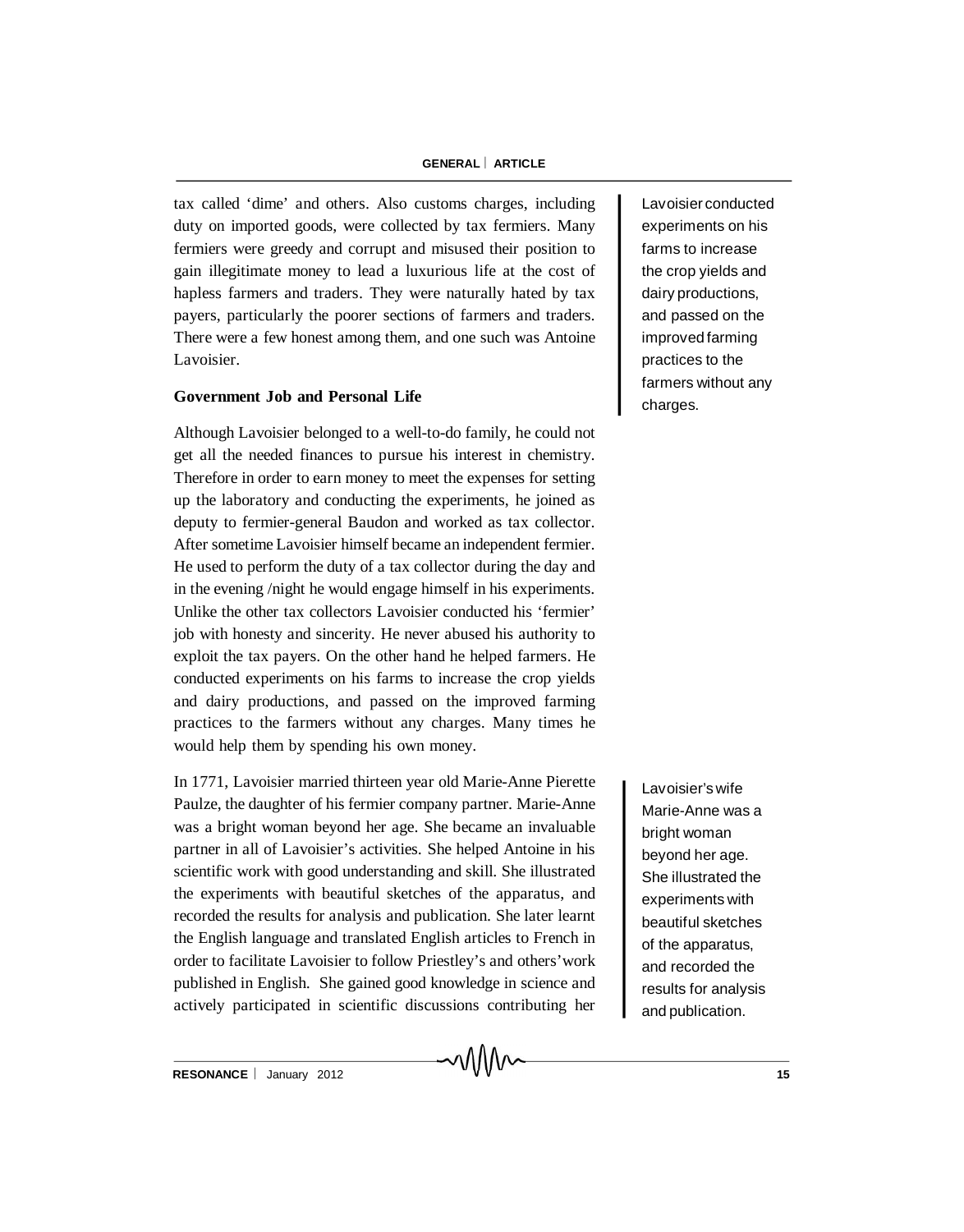tax called 'dime' and others. Also customs charges, including duty on imported goods, were collected by tax fermiers. Many fermiers were greedy and corrupt and misused their position to gain illegitimate money to lead a luxurious life at the cost of hapless farmers and traders. They were naturally hated by tax payers, particularly the poorer sections of farmers and traders. There were a few honest among them, and one such was Antoine Lavoisier.

Lavoisier conducted experiments on his farms to increase the crop yields and dairy productions, and passed on the improved farming practices to the farmers without any charges.

## Government Job and Personal Life

Although Lavoisier belonged to a well-to-do family, he could not get all the needed finances to pursue his interest in chemistry. Therefore in order to earn money to meet the expenses for setting up the laboratory and conducting the experiments, he joined as deputy to fermier-general Baudon and worked as tax collector. After sometime Lavoisier himself became an independent fermier. He used to perform the duty of a tax collector during the day and in the evening /night he would engage himself in his experiments. Unlike the other tax collectors Lavoisier conducted his 'fermier' job with honesty and sincerity. He never abused his authority to exploit the tax payers. On the other hand he helped farmers. He conducted experiments on his farms to increase the crop yields and dairy productions, and passed on the improved farming practices to the farmers without any charges. Many times he would help them by spending his own money.

In 1771, Lavoisier married thirteen year old Marie-Anne Pierette Paulze, the daughter of his fermier company partner. Marie-Anne was a bright woman beyond her age. She became an invaluable partner in all of Lavoisier's activities. She helped Antoine in his scientific work with good understanding and skill. She illustrated the experiments with beautiful sketches of the apparatus, and recorded the results for analysis and publication. She later learnt the English language and translated English articles to French in order to facilitate Lavoisier to follow Priestley's and others' work published in English. She gained good knowledge in science and actively participated in scientific discussions contributing her

Lavoisier's wife Marie-Anne was a bright woman beyond her age. She illustrated the experiments with beautiful sketches of the apparatus, and recorded the results for analysis and publication.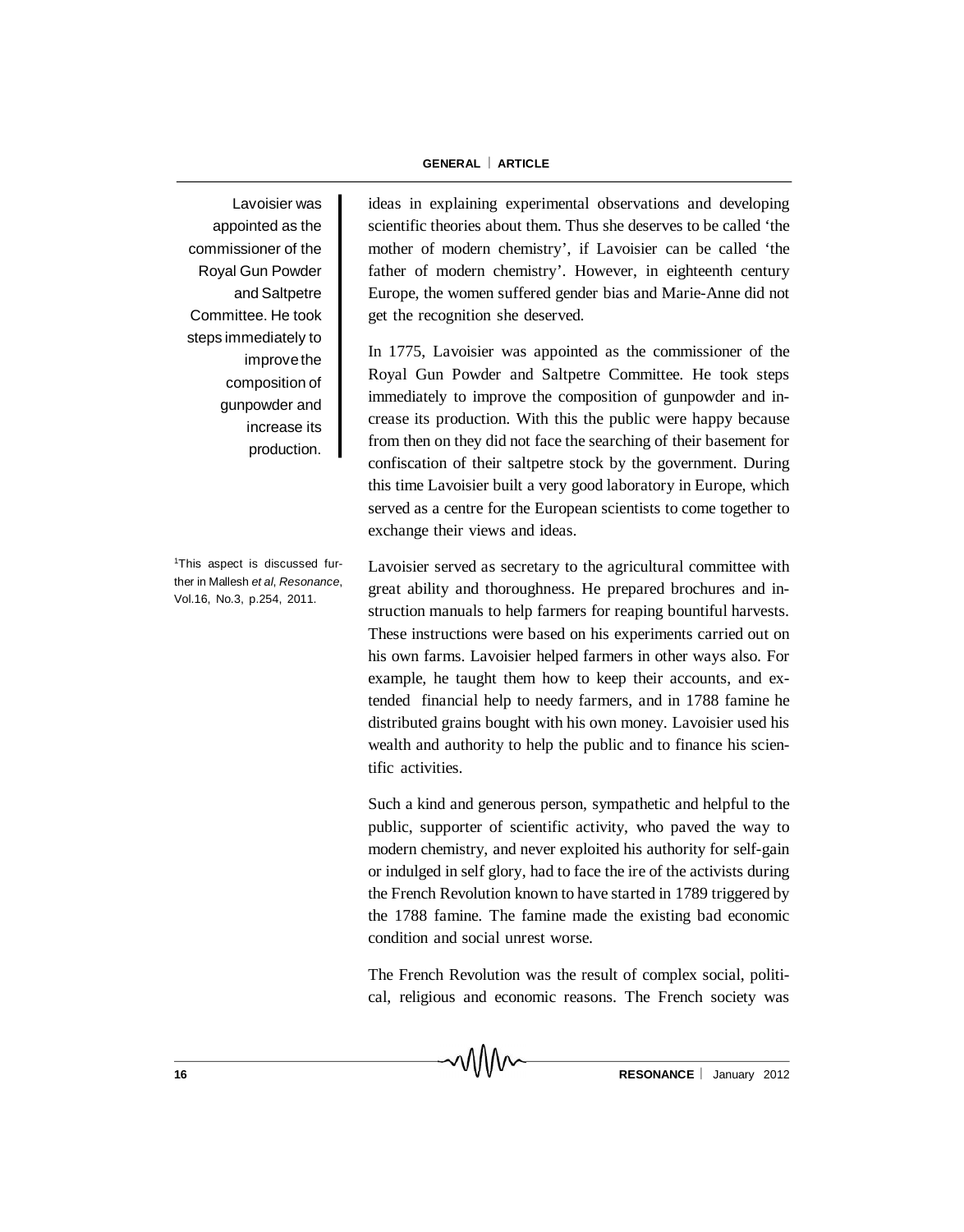ideas in explaining experimental observations and developing scientific theories about them. Thus she deserves to be called 'the mother of modern chemistry', if Lavoisier can be called 'the father of modern chemistry'. However, in eighteenth century Europe, the women suffered gender bias and Marie-Anne did not get the recognition she deserved.

Lavoisier was appointed as the commissioner of the Royal Gun Powder and Saltpetre Committee. He took steps immediately to improve the composition of gunpowder and increase its production.

In 1775, Lavoisier was appointed as the commissioner of the Royal Gun Powder and Saltpetre Committee. He took steps immediately to improve the composition of gunpowder and increase its production. With this the public were happy because from then on they did not face the searching of their basement for confiscation of their saltpetre stock by the government. During this time Lavoisier built a very good laboratory in Europe, which served as a centre for the European scientists to come together to exchange their views and ideas.

[1]This aspect is discussed further in Mallesh *et al*, *Resonance*, Vol.16, No.3, p.254, 2011.

Lavoisier served as secretary to the agricultural committee with great ability and thoroughness. He prepared brochures and instruction manuals to help farmers for reaping bountiful harvests. These instructions were based on his experiments carried out on his own farms. Lavoisier helped farmers in other ways also. For example, he taught them how to keep their accounts, and extended financial help to needy farmers, and in 1788 famine he distributed grains bought with his own money. Lavoisier used his wealth and authority to help the public and to finance his scientific activities.

Such a kind and generous person, sympathetic and helpful to the public, supporter of scientific activity, who paved the way to modern chemistry, and never exploited his authority for self-gain or indulged in self glory, had to face the ire of the activists during the French Revolution known to have started in 1789 triggered by the 1788 famine. The famine made the existing bad economic condition and social unrest worse.

The French Revolution was the result of complex social, political, religious and economic reasons. The French society was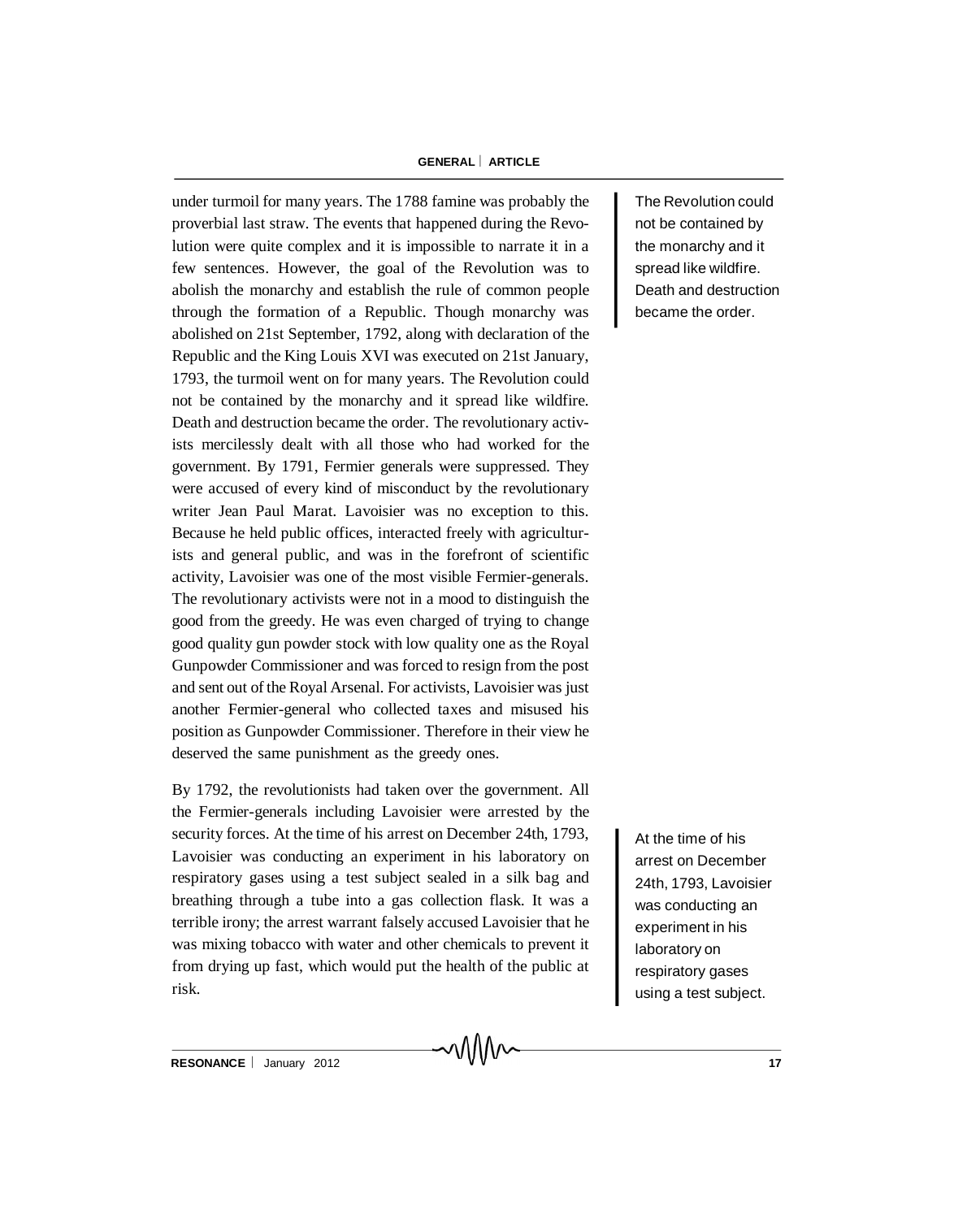under turmoil for many years. The 1788 famine was probably the proverbial last straw. The events that happened during the Revolution were quite complex and it is impossible to narrate it in a few sentences. However, the goal of the Revolution was to abolish the monarchy and establish the rule of common people through the formation of a Republic. Though monarchy was abolished on 21st September, 1792, along with declaration of the Republic and the King Louis XVI was executed on 21st January, 1793, the turmoil went on for many years. The Revolution could not be contained by the monarchy and it spread like wildfire. Death and destruction became the order. The revolutionary activists mercilessly dealt with all those who had worked for the government. By 1791, Fermier generals were suppressed. They were accused of every kind of misconduct by the revolutionary writer Jean Paul Marat. Lavoisier was no exception to this. Because he held public offices, interacted freely with agriculturists and general public, and was in the forefront of scientific activity, Lavoisier was one of the most visible Fermier-generals. The revolutionary activists were not in a mood to distinguish the good from the greedy. He was even charged of trying to change good quality gun powder stock with low quality one as the Royal Gunpowder Commissioner and was forced to resign from the post and sent out of the Royal Arsenal. For activists, Lavoisier was just another Fermier-general who collected taxes and misused his position as Gunpowder Commissioner. Therefore in their view he deserved the same punishment as the greedy ones.

> The Revolution could not be contained by the monarchy and it spread like wildfire. Death and destruction became the order.

By 1792, the revolutionists had taken over the government. All the Fermier-generals including Lavoisier were arrested by the security forces. At the time of his arrest on December 24th, 1793, Lavoisier was conducting an experiment in his laboratory on respiratory gases using a test subject sealed in a silk bag and breathing through a tube into a gas collection flask. It was a terrible irony; the arrest warrant falsely accused Lavoisier that he was mixing tobacco with water and other chemicals to prevent it from drying up fast, which would put the health of the public at risk.

> At the time of his arrest on December 24th, 1793, Lavoisier was conducting an experiment in his laboratory on respiratory gases using a test subject.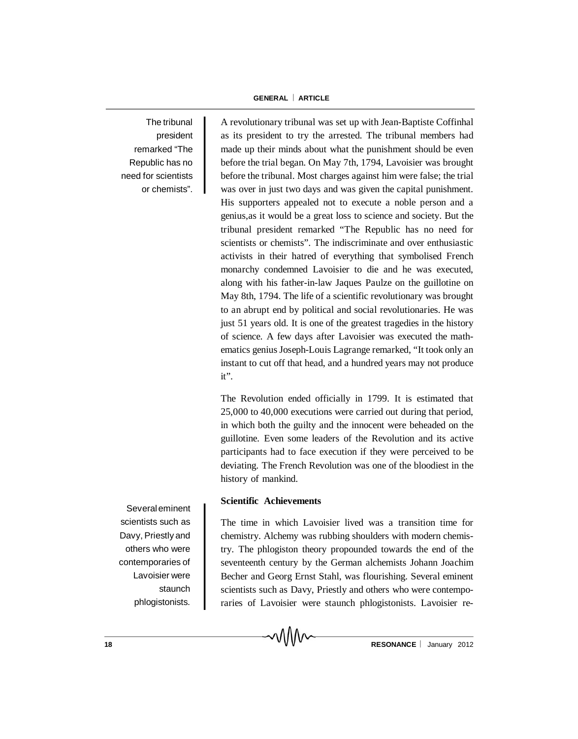The tribunal president remarked "The Republic has no need for scientists or chemists".

A revolutionary tribunal was set up with Jean-Baptiste Coffinhal as its president to try the arrested. The tribunal members had made up their minds about what the punishment should be even before the trial began. On May 7th, 1794, Lavoisier was brought before the tribunal. Most charges against him were false; the trial was over in just two days and was given the capital punishment. His supporters appealed not to execute a noble person and a genius,as it would be a great loss to science and society. But the tribunal president remarked "The Republic has no need for scientists or chemists". The indiscriminate and over enthusiastic activists in their hatred of everything that symbolised French monarchy condemned Lavoisier to die and he was executed, along with his father-in-law Jaques Paulze on the guillotine on May 8th, 1794. The life of a scientific revolutionary was brought to an abrupt end by political and social revolutionaries. He was just 51 years old. It is one of the greatest tragedies in the history of science. A few days after Lavoisier was executed the mathematics genius Joseph-Louis Lagrange remarked, "It took only an instant to cut off that head, and a hundred years may not produce it".

The Revolution ended officially in 1799. It is estimated that 25,000 to 40,000 executions were carried out during that period, in which both the guilty and the innocent were beheaded on the guillotine. Even some leaders of the Revolution and its active participants had to face execution if they were perceived to be deviating. The French Revolution was one of the bloodiest in the history of mankind.

Several eminent scientists such as Davy, Priestly and others who were contemporaries of Lavoisier were staunch phlogistonists.

**Scientific Achievements**

The time in which Lavoisier lived was a transition time for chemistry. Alchemy was rubbing shoulders with modern chemistry. The phlogiston theory propounded towards the end of the seventeenth century by the German alchemists Johann Joachim Becher and Georg Ernst Stahl, was flourishing. Several eminent scientists such as Davy, Priestly and others who were contemporaries of Lavoisier were staunch phlogistonists. Lavoisier re-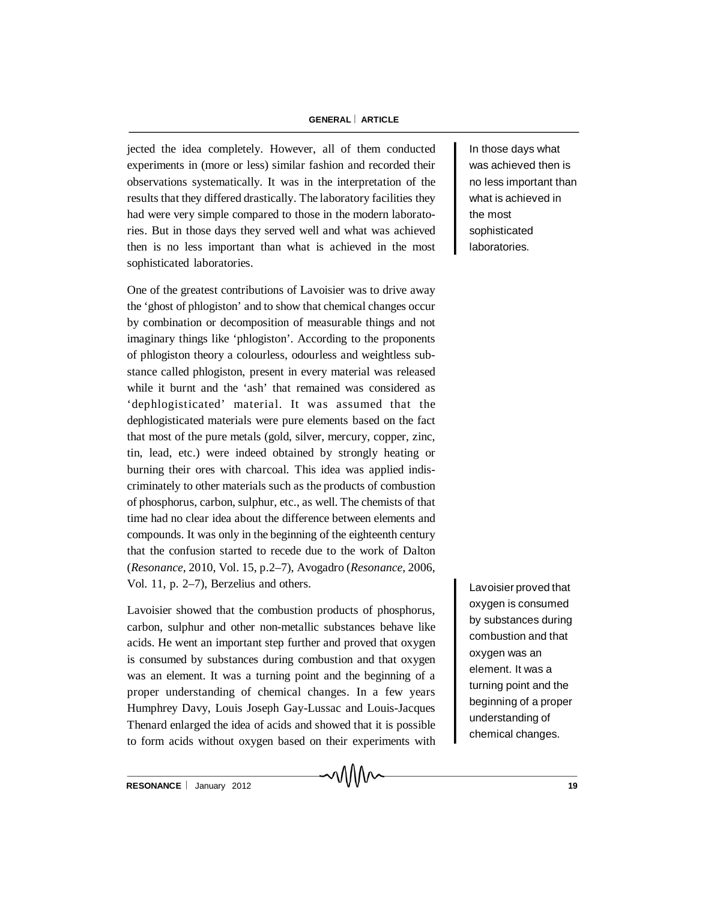jected the idea completely. However, all of them conducted experiments in (more or less) similar fashion and recorded their observations systematically. It was in the interpretation of the results that they differed drastically. The laboratory facilities they had were very simple compared to those in the modern laboratories. But in those days they served well and what was achieved then is no less important than what is achieved in the most sophisticated laboratories.

> In those days what was achieved then is no less important than what is achieved in the most sophisticated laboratories.

One of the greatest contributions of Lavoisier was to drive away the 'ghost of phlogiston' and to show that chemical changes occur by combination or decomposition of measurable things and not imaginary things like 'phlogiston'. According to the proponents of phlogiston theory a colourless, odourless and weightless substance called phlogiston, present in every material was released while it burnt and the 'ash' that remained was considered as 'dephlogisticated' material. It was assumed that the dephlogisticated materials were pure elements based on the fact that most of the pure metals (gold, silver, mercury, copper, zinc, tin, lead, etc.) were indeed obtained by strongly heating or burning their ores with charcoal. This idea was applied indiscriminately to other materials such as the products of combustion of phosphorus, carbon, sulphur, etc., as well. The chemists of that time had no clear idea about the difference between elements and compounds. It was only in the beginning of the eighteenth century that the confusion started to recede due to the work of Dalton (*Resonance*, 2010, Vol. 15, p.2–7), Avogadro (*Resonance*, 2006, Vol. 11, p. 2–7), Berzelius and others.

Lavoisier showed that the combustion products of phosphorus, carbon, sulphur and other non-metallic substances behave like acids. He went an important step further and proved that oxygen is consumed by substances during combustion and that oxygen was an element. It was a turning point and the beginning of a proper understanding of chemical changes. In a few years Humphrey Davy, Louis Joseph Gay-Lussac and Louis-Jacques Thenard enlarged the idea of acids and showed that it is possible to form acids without oxygen based on their experiments with

> Lavoisier proved that oxygen is consumed by substances during combustion and that oxygen was an element. It was a turning point and the beginning of a proper understanding of chemical changes.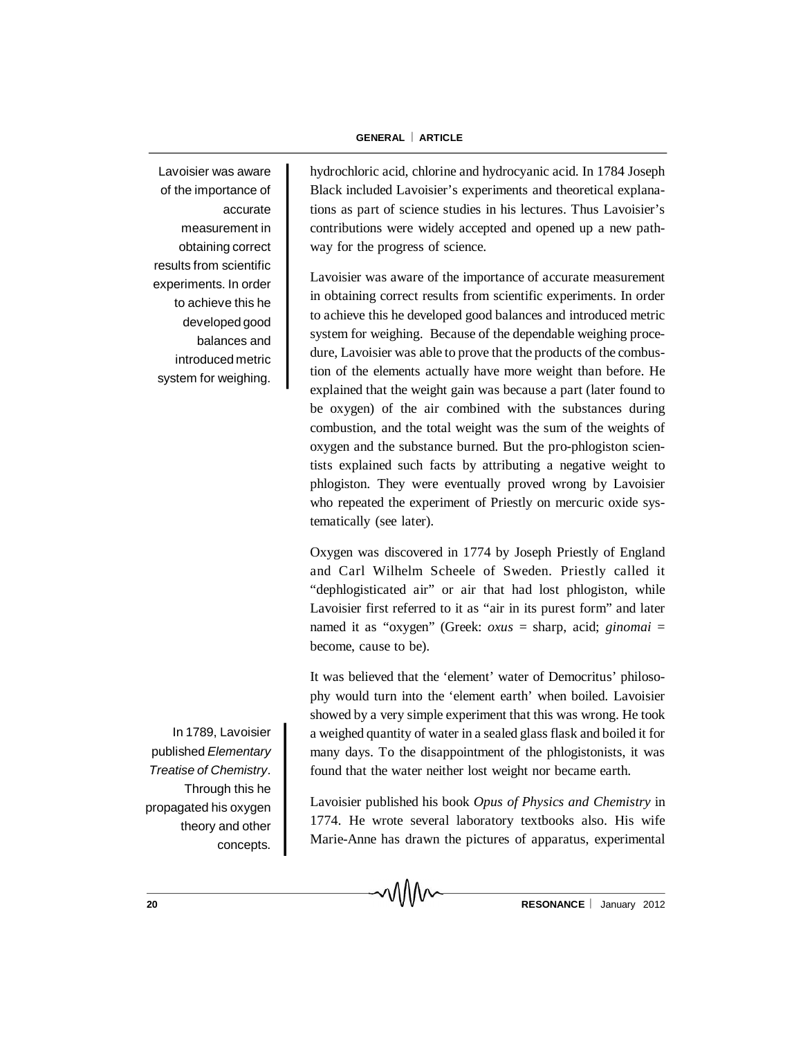hydrochloric acid, chlorine and hydrocyanic acid. In 1784 Joseph Black included Lavoisier's experiments and theoretical explanations as part of science studies in his lectures. Thus Lavoisier's contributions were widely accepted and opened up a new pathway for the progress of science.

Lavoisier was aware of the importance of accurate measurement in obtaining correct results from scientific experiments. In order to achieve this he developed good balances and introduced metric system for weighing.

Lavoisier was aware of the importance of accurate measurement in obtaining correct results from scientific experiments. In order to achieve this he developed good balances and introduced metric system for weighing. Because of the dependable weighing procedure, Lavoisier was able to prove that the products of the combustion of the elements actually have more weight than before. He explained that the weight gain was because a part (later found to be oxygen) of the air combined with the substances during combustion, and the total weight was the sum of the weights of oxygen and the substance burned. But the pro-phlogiston scientists explained such facts by attributing a negative weight to phlogiston. They were eventually proved wrong by Lavoisier who repeated the experiment of Priestly on mercuric oxide systematically (see later).

Oxygen was discovered in 1774 by Joseph Priestly of England and Carl Wilhelm Scheele of Sweden. Priestly called it "dephlogisticated air" or air that had lost phlogiston, while Lavoisier first referred to it as "air in its purest form" and later named it as "oxygen" (Greek: *oxus* = sharp, acid; *ginomai* = become, cause to be).

It was believed that the 'element' water of Democritus' philosophy would turn into the 'element earth' when boiled. Lavoisier showed by a very simple experiment that this was wrong. He took a weighed quantity of water in a sealed glass flask and boiled it for many days. To the disappointment of the phlogistonists, it was found that the water neither lost weight nor became earth.

In 1789, Lavoisier published *Elementary Treatise of Chemistry*. Through this he propagated his oxygen theory and other concepts.

Lavoisier published his book *Opus of Physics and Chemistry* in 1774. He wrote several laboratory textbooks also. His wife Marie-Anne has drawn the pictures of apparatus, experimental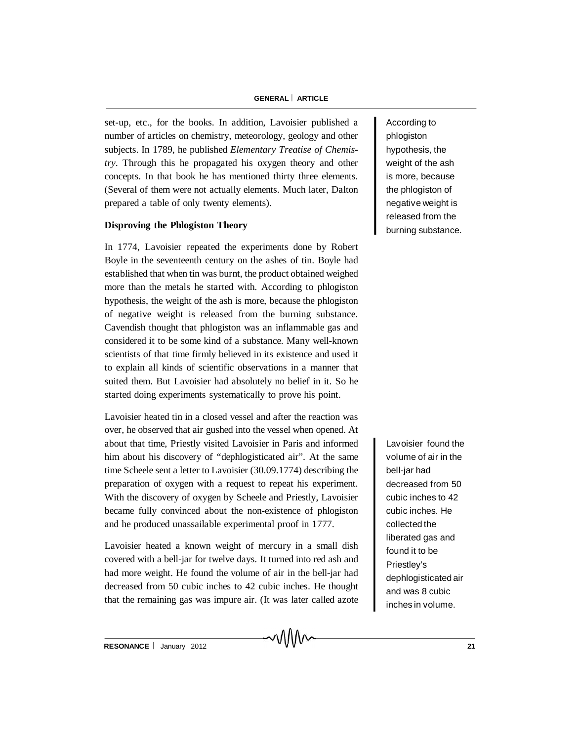set-up, etc., for the books. In addition, Lavoisier published a number of articles on chemistry, meteorology, geology and other subjects. In 1789, he published *Elementary Treatise of Chemistry*. Through this he propagated his oxygen theory and other concepts. In that book he has mentioned thirty three elements. (Several of them were not actually elements. Much later, Dalton prepared a table of only twenty elements).

According to phlogiston hypothesis, the weight of the ash is more, because the phlogiston of negative weight is released from the burning substance.

### Disproving the Phlogiston Theory

In 1774, Lavoisier repeated the experiments done by Robert Boyle in the seventeenth century on the ashes of tin. Boyle had established that when tin was burnt, the product obtained weighed more than the metals he started with. According to phlogiston hypothesis, the weight of the ash is more, because the phlogiston of negative weight is released from the burning substance. Cavendish thought that phlogiston was an inflammable gas and considered it to be some kind of a substance. Many well-known scientists of that time firmly believed in its existence and used it to explain all kinds of scientific observations in a manner that suited them. But Lavoisier had absolutely no belief in it. So he started doing experiments systematically to prove his point.

Lavoisier heated tin in a closed vessel and after the reaction was over, he observed that air gushed into the vessel when opened. At about that time, Priestly visited Lavoisier in Paris and informed him about his discovery of "dephlogisticated air". At the same time Scheele sent a letter to Lavoisier (30.09.1774) describing the preparation of oxygen with a request to repeat his experiment. With the discovery of oxygen by Scheele and Priestly, Lavoisier became fully convinced about the non-existence of phlogiston and he produced unassailable experimental proof in 1777.

Lavoisier found the volume of air in the bell-jar had decreased from 50 cubic inches to 42 cubic inches. He collected the liberated gas and found it to be Priestley's dephlogisticated air and was 8 cubic inches in volume.

Lavoisier heated a known weight of mercury in a small dish covered with a bell-jar for twelve days. It turned into red ash and had more weight. He found the volume of air in the bell-jar had decreased from 50 cubic inches to 42 cubic inches. He thought that the remaining gas was impure air. (It was later called azote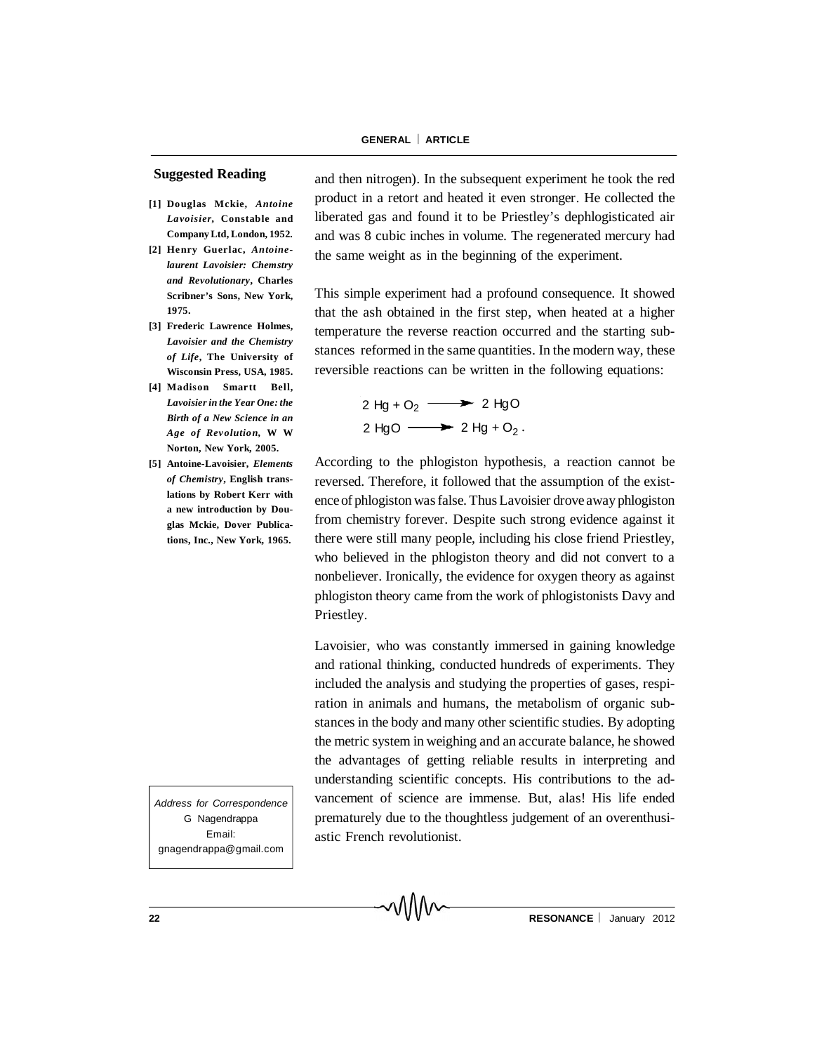and then nitrogen). In the subsequent experiment he took the red product in a retort and heated it even stronger. He collected the liberated gas and found it to be Priestley's dephlogisticated air and was 8 cubic inches in volume. The regenerated mercury had the same weight as in the beginning of the experiment.

This simple experiment had a profound consequence. It showed that the ash obtained in the first step, when heated at a higher temperature the reverse reaction occurred and the starting substances reformed in the same quantities. In the modern way, these reversible reactions can be written in the following equations:

$$2\,Hg + O_2 \longrightarrow 2\,HgO$$

$$2\,HgO \longrightarrow 2\,Hg + O_2\,.$$

According to the phlogiston hypothesis, a reaction cannot be reversed. Therefore, it followed that the assumption of the existence of phlogiston was false. Thus Lavoisier drove away phlogiston from chemistry forever. Despite such strong evidence against it there were still many people, including his close friend Priestley, who believed in the phlogiston theory and did not convert to a nonbeliever. Ironically, the evidence for oxygen theory as against phlogiston theory came from the work of phlogistonists Davy and Priestley.

Lavoisier, who was constantly immersed in gaining knowledge and rational thinking, conducted hundreds of experiments. They included the analysis and studying the properties of gases, respiration in animals and humans, the metabolism of organic substances in the body and many other scientific studies. By adopting the metric system in weighing and an accurate balance, he showed the advantages of getting reliable results in interpreting and understanding scientific concepts. His contributions to the advancement of science are immense. But, alas! His life ended prematurely due to the thoughtless judgement of an overenthusiastic French revolutionist.

## Suggested Reading

**[1] Douglas Mckie, *Antoine Lavoisier*, Constable and Company Ltd, London, 1952.**

**[2] Henry Guerlac, *Antoine-laurent Lavoisier: Chemstry and Revolutionary*, Charles Scribner's Sons, New York, 1975.**

**[3] Frederic Lawrence Holmes, *Lavoisier and the Chemistry of Life*, The University of Wisconsin Press, USA, 1985.**

**[4] Madison Smartt Bell, *Lavoisier in the Year One: the Birth of a New Science in an Age of Revolution*, W W Norton, New York, 2005.**

**[5] Antoine-Lavoisier, *Elements of Chemistry*, English translations by Robert Kerr with a new introduction by Douglas Mckie, Dover Publications, Inc., New York, 1965.**

*Address for Correspondence*
G Nagendrappa
Email:
gnagendrappa@gmail.com